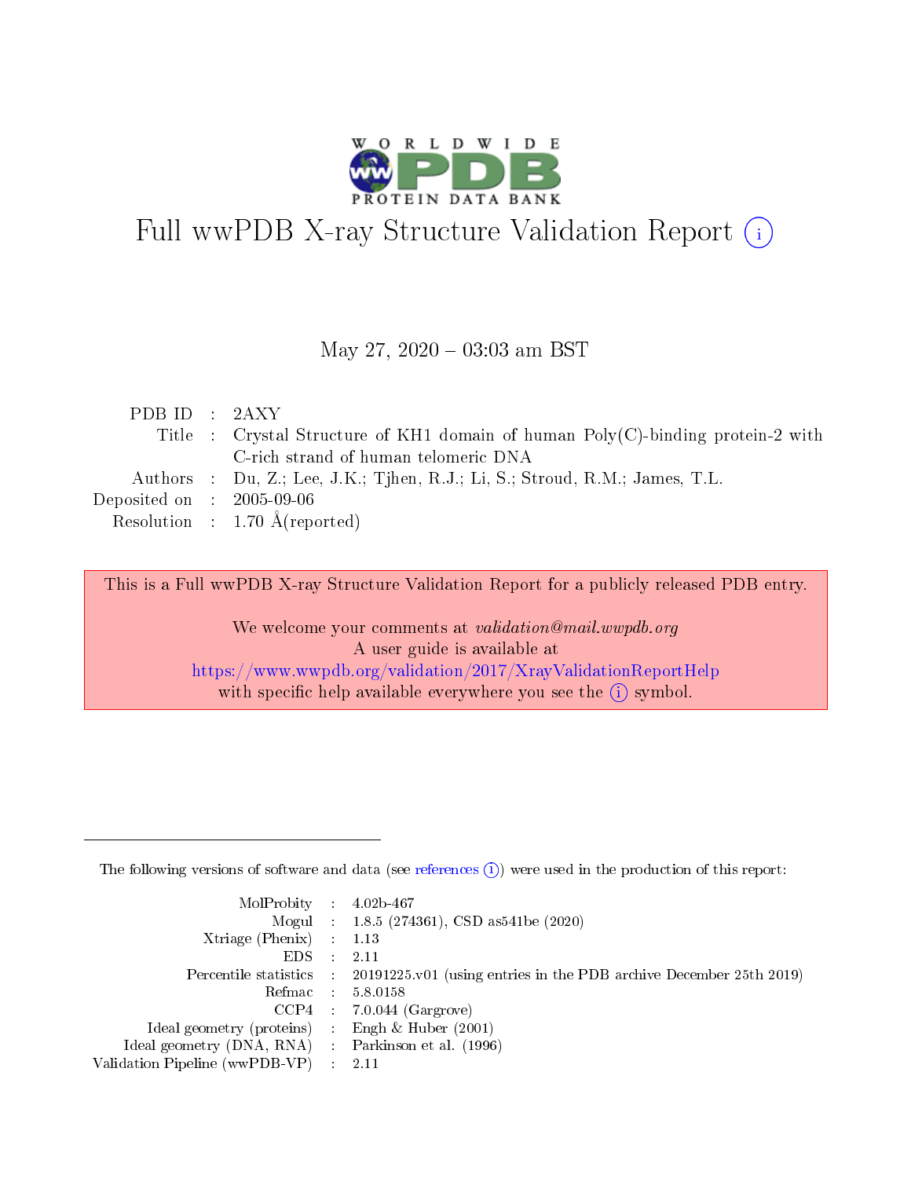# Full wwPDB X-ray Structure Validation Report

May 27, 2020 – 03:03 am BST

| | | |
|---|---|---|
| PDB ID | : | 2AXY |
| Title | : | Crystal Structure of KH1 domain of human Poly(C)-binding protein-2 with C-rich strand of human telomeric DNA |
| Authors | : | Du, Z.; Lee, J.K.; Tjhen, R.J.; Li, S.; Stroud, R.M.; James, T.L. |
| Deposited on | : | 2005-09-06 |
| Resolution | : | 1.70 Å(reported) |

This is a Full wwPDB X-ray Structure Validation Report for a publicly released PDB entry.

We welcome your comments at *validation@mail.wwpdb.org*
A user guide is available at
https://www.wwpdb.org/validation/2017/XrayValidationReportHelp
with specific help available everywhere you see the (i) symbol.

---

The following versions of software and data (see references (i)) were used in the production of this report:

| | | |
|---|---|---|
| MolProbity | : | 4.02b-467 |
| Mogul | : | 1.8.5 (274361), CSD as541be (2020) |
| Xtriage (Phenix) | : | 1.13 |
| EDS | : | 2.11 |
| Percentile statistics | : | 20191225.v01 (using entries in the PDB archive December 25th 2019) |
| Refmac | : | 5.8.0158 |
| CCP4 | : | 7.0.044 (Gargrove) |
| Ideal geometry (proteins) | : | Engh & Huber (2001) |
| Ideal geometry (DNA, RNA) | : | Parkinson et al. (1996) |
| Validation Pipeline (wwPDB-VP) | : | 2.11 |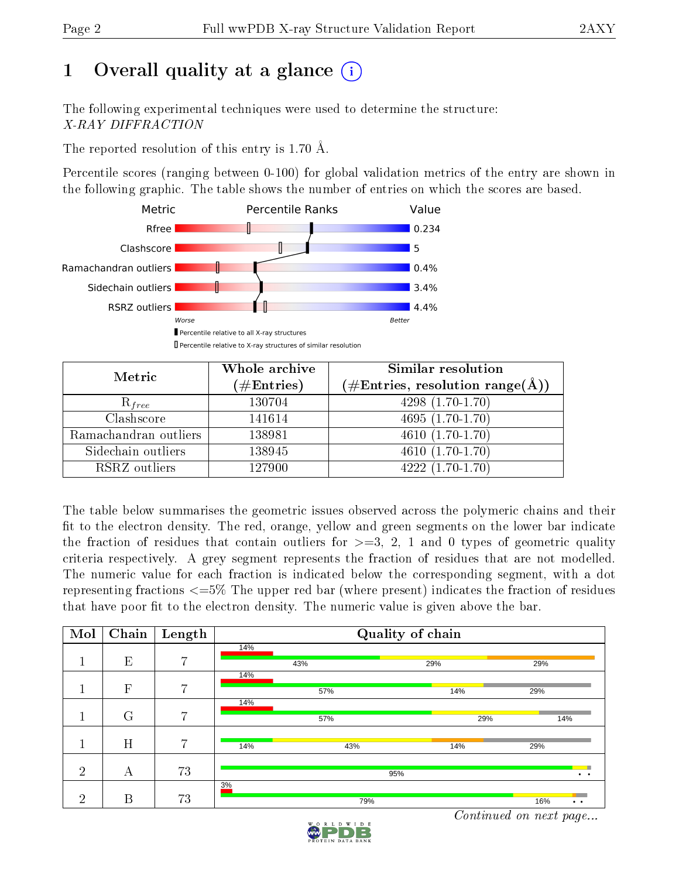# 1 Overall quality at a glance (i)

The following experimental techniques were used to determine the structure:
*X-RAY DIFFRACTION*

The reported resolution of this entry is 1.70 Å.

Percentile scores (ranging between 0-100) for global validation metrics of the entry are shown in the following graphic. The table shows the number of entries on which the scores are based.

| Metric | Value |
|---|---|
| Rfree | 0.234 |
| Clashscore | 5 |
| Ramachandran outliers | 0.4% |
| Sidechain outliers | 3.4% |
| RSRZ outliers | 4.4% |

Worse — Better

▮ Percentile relative to all X-ray structures
▯ Percentile relative to X-ray structures of similar resolution

| Metric | Whole archive (#Entries) | Similar resolution (#Entries, resolution range(Å)) |
|---|---|---|
| $R_{free}$ | 130704 | 4298 (1.70-1.70) |
| Clashscore | 141614 | 4695 (1.70-1.70) |
| Ramachandran outliers | 138981 | 4610 (1.70-1.70) |
| Sidechain outliers | 138945 | 4610 (1.70-1.70) |
| RSRZ outliers | 127900 | 4222 (1.70-1.70) |

The table below summarises the geometric issues observed across the polymeric chains and their fit to the electron density. The red, orange, yellow and green segments on the lower bar indicate the fraction of residues that contain outliers for >=3, 2, 1 and 0 types of geometric quality criteria respectively. A grey segment represents the fraction of residues that are not modelled. The numeric value for each fraction is indicated below the corresponding segment, with a dot representing fractions <=5% The upper red bar (where present) indicates the fraction of residues that have poor fit to the electron density. The numeric value is given above the bar.

| Mol | Chain | Length | Quality of chain |
|---|---|---|---|
| 1 | E | 7 | 14% (poor fit); 43%, 29%, 29% |
| 1 | F | 7 | 14% (poor fit); 57%, 14%, 29% |
| 1 | G | 7 | 14% (poor fit); 57%, 29%, 14% |
| 1 | H | 7 | 14%, 43%, 14%, 29% |
| 2 | A | 73 | 95%, •, • |
| 2 | B | 73 | 3% (poor fit); 79%, 16%, •, • |

*Continued on next page...*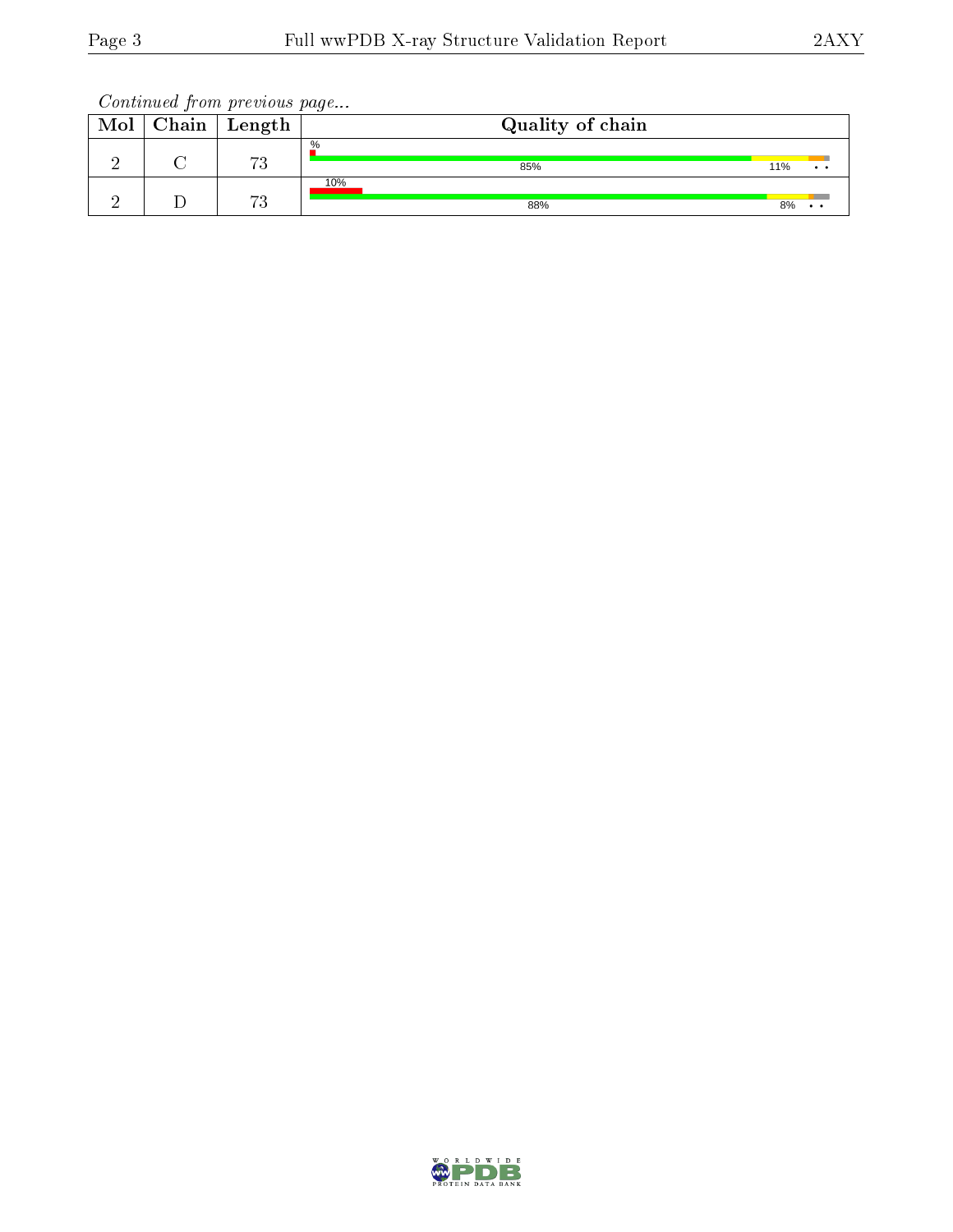*Continued from previous page...*

| Mol | Chain | Length | Quality of chain |
|---|---|---|---|
| 2 | C | 73 | % <br> 85% 11% • • |
| 2 | D | 73 | 10% <br> 88% 8% • • |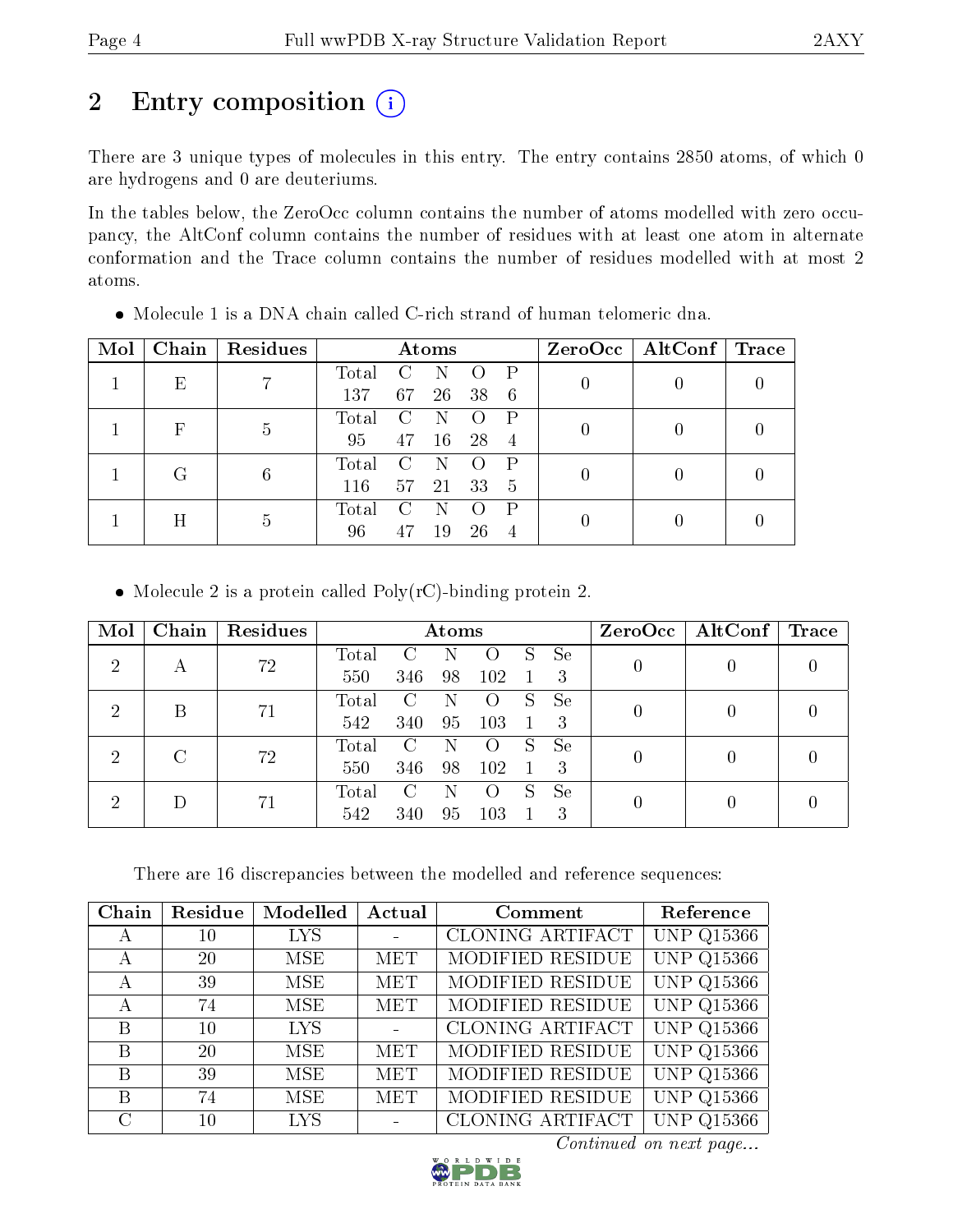# 2 Entry composition (i)

There are 3 unique types of molecules in this entry. The entry contains 2850 atoms, of which 0 are hydrogens and 0 are deuteriums.

In the tables below, the ZeroOcc column contains the number of atoms modelled with zero occupancy, the AltConf column contains the number of residues with at least one atom in alternate conformation and the Trace column contains the number of residues modelled with at most 2 atoms.

- Molecule 1 is a DNA chain called C-rich strand of human telomeric dna.

| Mol | Chain | Residues | Atoms | | | | | ZeroOcc | AltConf | Trace |
|---|---|---|---|---|---|---|---|---|---|---|
| | | | Total | C | N | O | P | | | |
| 1 | E | 7 | 137 | 67 | 26 | 38 | 6 | 0 | 0 | 0 |
| 1 | F | 5 | 95 | 47 | 16 | 28 | 4 | 0 | 0 | 0 |
| 1 | G | 6 | 116 | 57 | 21 | 33 | 5 | 0 | 0 | 0 |
| 1 | H | 5 | 96 | 47 | 19 | 26 | 4 | 0 | 0 | 0 |

- Molecule 2 is a protein called Poly(rC)-binding protein 2.

| Mol | Chain | Residues | Atoms | | | | | | ZeroOcc | AltConf | Trace |
|---|---|---|---|---|---|---|---|---|---|---|---|
| | | | Total | C | N | O | S | Se | | | |
| 2 | A | 72 | 550 | 346 | 98 | 102 | 1 | 3 | 0 | 0 | 0 |
| 2 | B | 71 | 542 | 340 | 95 | 103 | 1 | 3 | 0 | 0 | 0 |
| 2 | C | 72 | 550 | 346 | 98 | 102 | 1 | 3 | 0 | 0 | 0 |
| 2 | D | 71 | 542 | 340 | 95 | 103 | 1 | 3 | 0 | 0 | 0 |

There are 16 discrepancies between the modelled and reference sequences:

| Chain | Residue | Modelled | Actual | Comment | Reference |
|---|---|---|---|---|---|
| A | 10 | LYS | - | CLONING ARTIFACT | UNP Q15366 |
| A | 20 | MSE | MET | MODIFIED RESIDUE | UNP Q15366 |
| A | 39 | MSE | MET | MODIFIED RESIDUE | UNP Q15366 |
| A | 74 | MSE | MET | MODIFIED RESIDUE | UNP Q15366 |
| B | 10 | LYS | - | CLONING ARTIFACT | UNP Q15366 |
| B | 20 | MSE | MET | MODIFIED RESIDUE | UNP Q15366 |
| B | 39 | MSE | MET | MODIFIED RESIDUE | UNP Q15366 |
| B | 74 | MSE | MET | MODIFIED RESIDUE | UNP Q15366 |
| C | 10 | LYS | - | CLONING ARTIFACT | UNP Q15366 |

*Continued on next page...*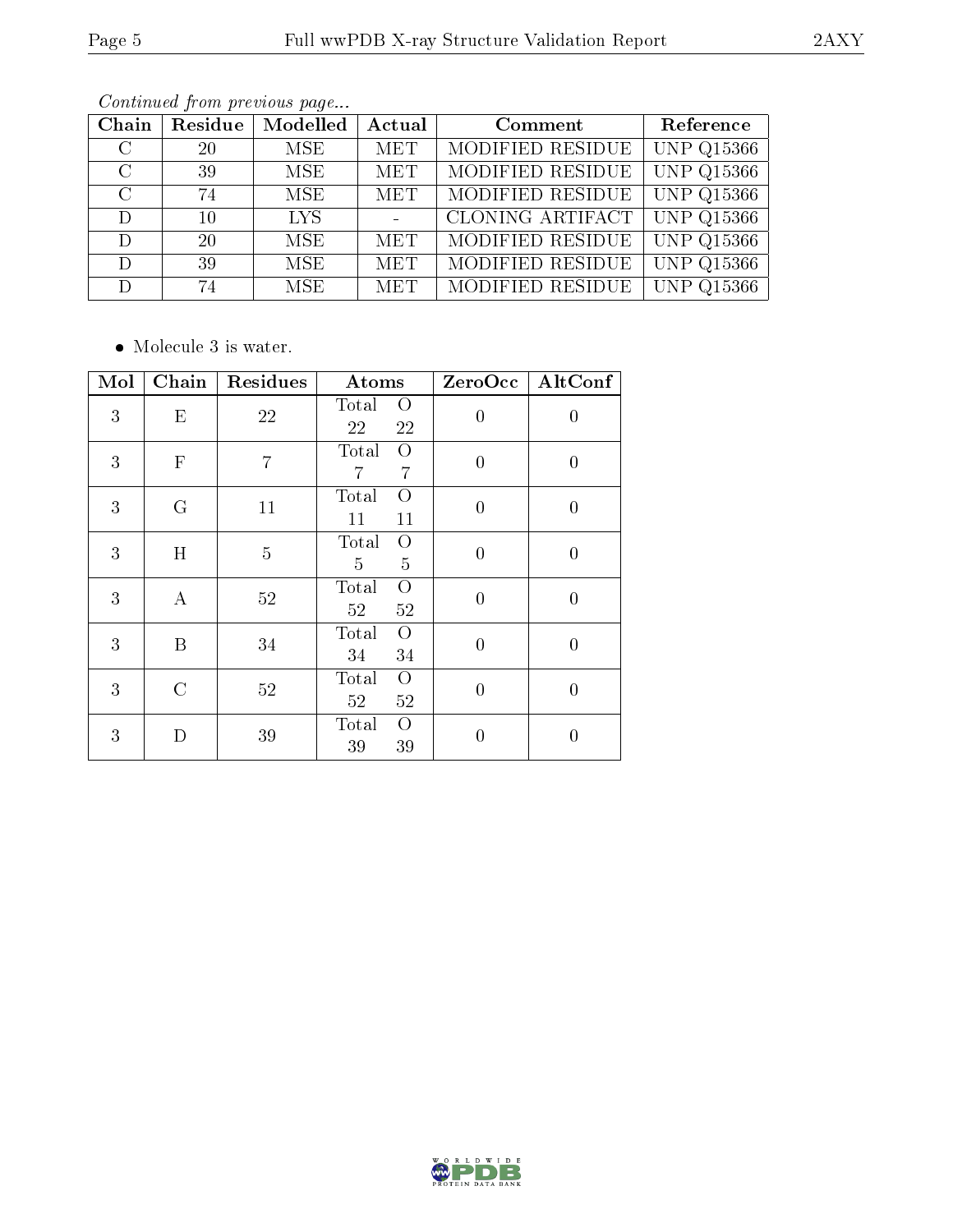*Continued from previous page...*

| Chain | Residue | Modelled | Actual | Comment | Reference |
|---|---|---|---|---|---|
| C | 20 | MSE | MET | MODIFIED RESIDUE | UNP Q15366 |
| C | 39 | MSE | MET | MODIFIED RESIDUE | UNP Q15366 |
| C | 74 | MSE | MET | MODIFIED RESIDUE | UNP Q15366 |
| D | 10 | LYS | - | CLONING ARTIFACT | UNP Q15366 |
| D | 20 | MSE | MET | MODIFIED RESIDUE | UNP Q15366 |
| D | 39 | MSE | MET | MODIFIED RESIDUE | UNP Q15366 |
| D | 74 | MSE | MET | MODIFIED RESIDUE | UNP Q15366 |

- Molecule 3 is water.

| Mol | Chain | Residues | Atoms | ZeroOcc | AltConf |
|---|---|---|---|---|---|
| 3 | E | 22 | Total O<br>22 22 | 0 | 0 |
| 3 | F | 7 | Total O<br>7 7 | 0 | 0 |
| 3 | G | 11 | Total O<br>11 11 | 0 | 0 |
| 3 | H | 5 | Total O<br>5 5 | 0 | 0 |
| 3 | A | 52 | Total O<br>52 52 | 0 | 0 |
| 3 | B | 34 | Total O<br>34 34 | 0 | 0 |
| 3 | C | 52 | Total O<br>52 52 | 0 | 0 |
| 3 | D | 39 | Total O<br>39 39 | 0 | 0 |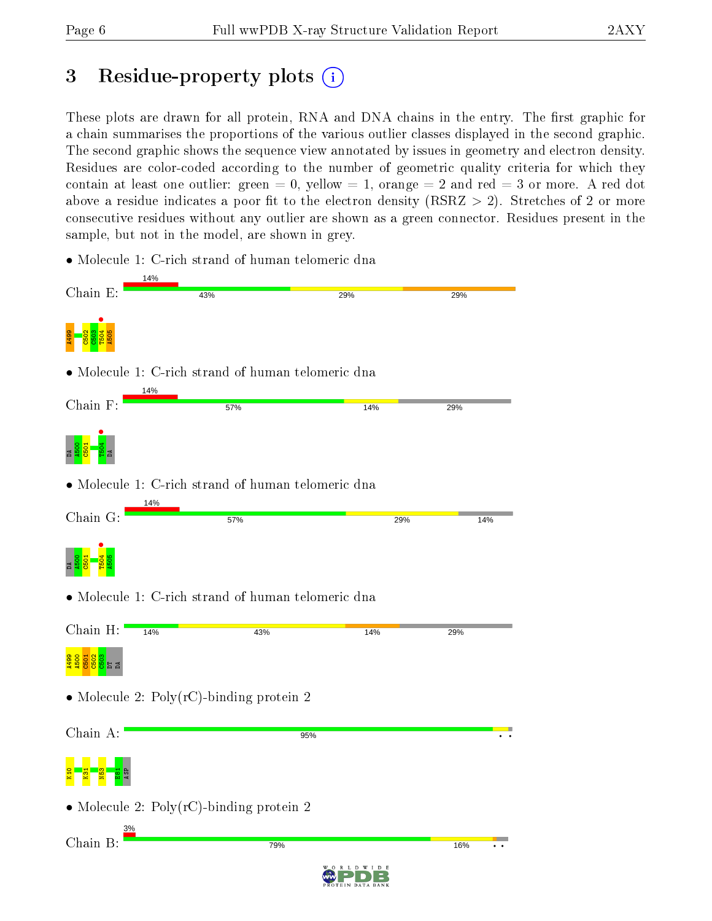# 3 Residue-property plots

These plots are drawn for all protein, RNA and DNA chains in the entry. The first graphic for a chain summarises the proportions of the various outlier classes displayed in the second graphic. The second graphic shows the sequence view annotated by issues in geometry and electron density. Residues are color-coded according to the number of geometric quality criteria for which they contain at least one outlier: green = 0, yellow = 1, orange = 2 and red = 3 or more. A red dot above a residue indicates a poor fit to the electron density (RSRZ > 2). Stretches of 2 or more consecutive residues without any outlier are shown as a green connector. Residues present in the sample, but not in the model, are shown in grey.

- Molecule 1: C-rich strand of human telomeric dna

Chain E: 14% | 43% | 29% | 29%

A499 C502 C503 T504 A505

- Molecule 1: C-rich strand of human telomeric dna

Chain F: 14% | 57% | 14% | 29%

DA A500 C501 T504 DA

- Molecule 1: C-rich strand of human telomeric dna

Chain G: 14% | 57% | 29% | 14%

DA A500 C501 T504 A505

- Molecule 1: C-rich strand of human telomeric dna

Chain H: 14% | 43% | 14% | 29%

A499 A500 C501 C502 C503 DT DA

- Molecule 2: Poly(rC)-binding protein 2

Chain A: 95%

K10 K31 N53 E81 ASP

- Molecule 2: Poly(rC)-binding protein 2

Chain B: 3% | 79% | 16%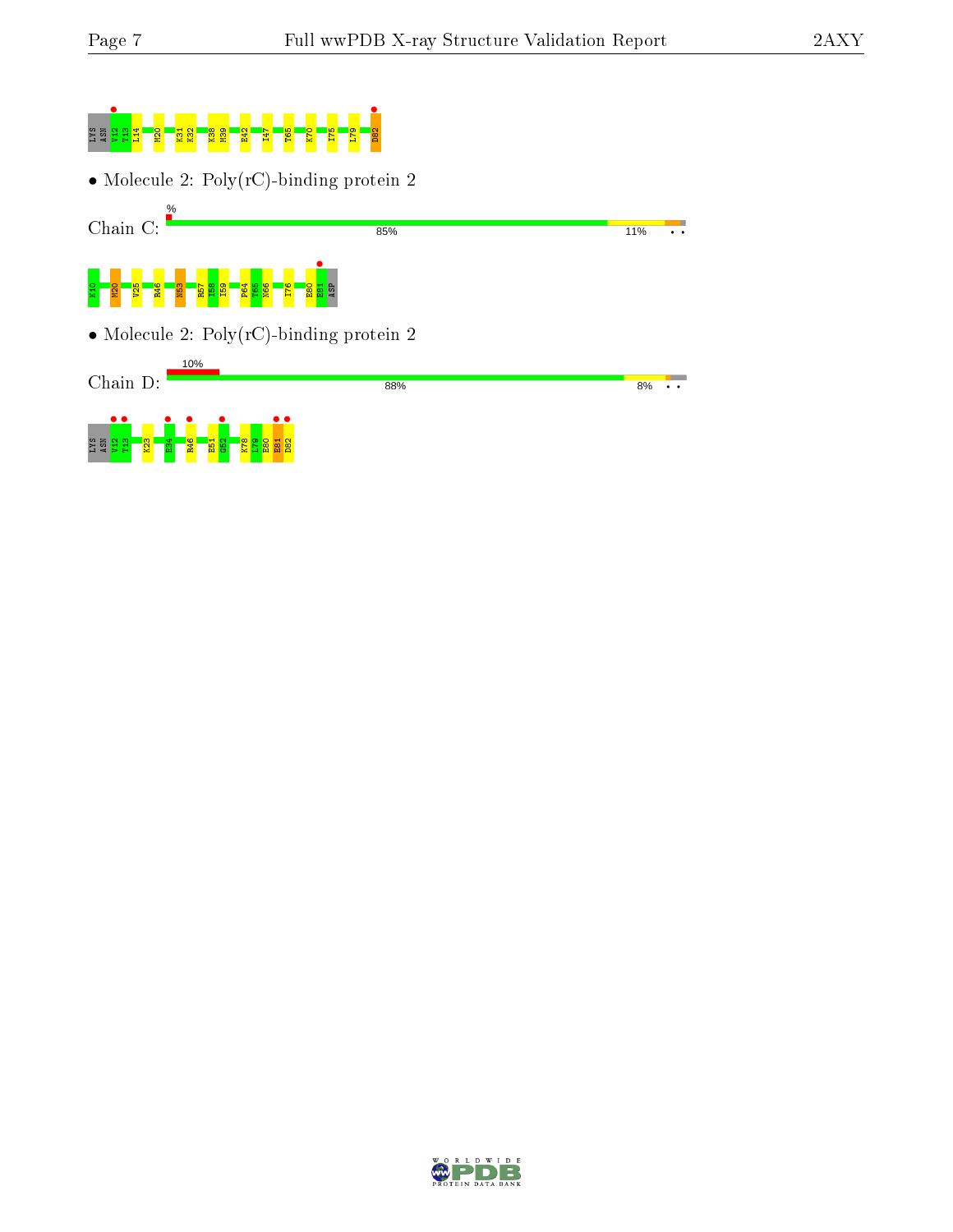LYS ASN V12 T13 L14 M20 K31 K32 K38 M39 E42 I47 T65 K70 I75 L79 D82

- Molecule 2: Poly(rC)-binding protein 2

Chain C: % 85% 11% • •

K10 M20 V25 R46 N53 R57 I58 I59 P64 T65 N66 I76 E80 E81 ASP

- Molecule 2: Poly(rC)-binding protein 2

Chain D: 10% 88% 8% • •

LYS ASN V12 T13 K23 E34 R46 E51 G52 K78 L79 E80 E81 D82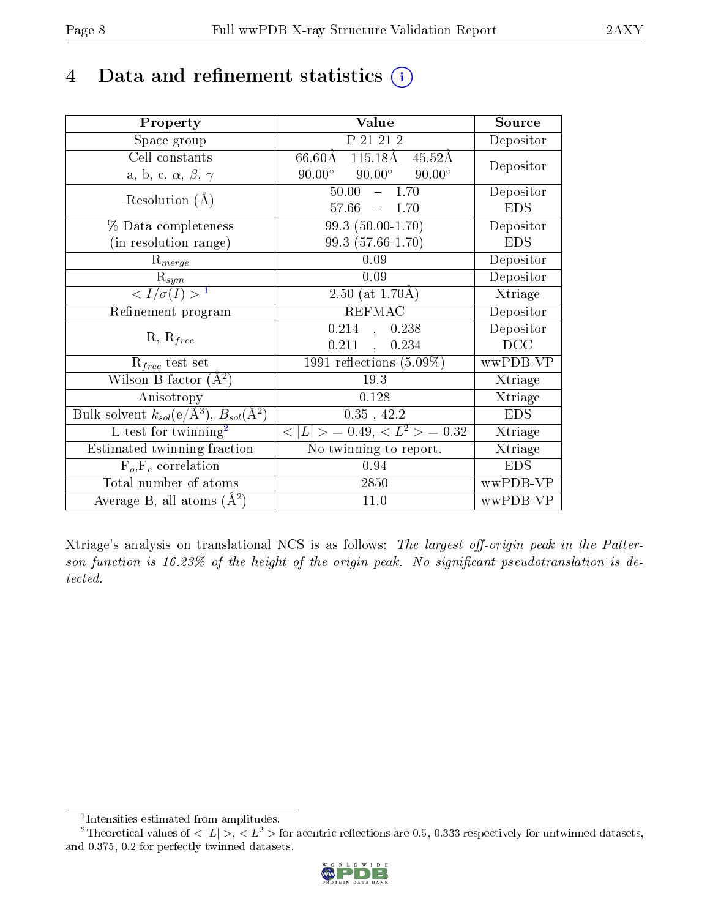# 4 Data and refinement statistics (i)

| Property | Value | Source |
|---|---|---|
| Space group | P 21 21 2 | Depositor |
| Cell constants<br>a, b, c, $\alpha$, $\beta$, $\gamma$ | 66.60Å 115.18Å 45.52Å<br>90.00° 90.00° 90.00° | Depositor |
| Resolution (Å) | 50.00 – 1.70<br>57.66 – 1.70 | Depositor<br>EDS |
| % Data completeness<br>(in resolution range) | 99.3 (50.00-1.70)<br>99.3 (57.66-1.70) | Depositor<br>EDS |
| $R_{merge}$ | 0.09 | Depositor |
| $R_{sym}$ | 0.09 | Depositor |
| $< I/\sigma(I) >$ [1] | 2.50 (at 1.70Å) | Xtriage |
| Refinement program | REFMAC | Depositor |
| R, $R_{free}$ | 0.214 , 0.238<br>0.211 , 0.234 | Depositor<br>DCC |
| $R_{free}$ test set | 1991 reflections (5.09%) | wwPDB-VP |
| Wilson B-factor (Å$^2$) | 19.3 | Xtriage |
| Anisotropy | 0.128 | Xtriage |
| Bulk solvent $k_{sol}$(e/Å$^3$), $B_{sol}$(Å$^2$) | 0.35 , 42.2 | EDS |
| L-test for twinning[2] | $< \lvert L \rvert >$ = 0.49, $< L^2 >$ = 0.32 | Xtriage |
| Estimated twinning fraction | No twinning to report. | Xtriage |
| $F_o$,$F_c$ correlation | 0.94 | EDS |
| Total number of atoms | 2850 | wwPDB-VP |
| Average B, all atoms (Å$^2$) | 11.0 | wwPDB-VP |

Xtriage's analysis on translational NCS is as follows: *The largest off-origin peak in the Patterson function is 16.23% of the height of the origin peak. No significant pseudotranslation is detected.*

[1] Intensities estimated from amplitudes.

[2] Theoretical values of $< \lvert L \rvert >$, $< L^2 >$ for acentric reflections are 0.5, 0.333 respectively for untwinned datasets, and 0.375, 0.2 for perfectly twinned datasets.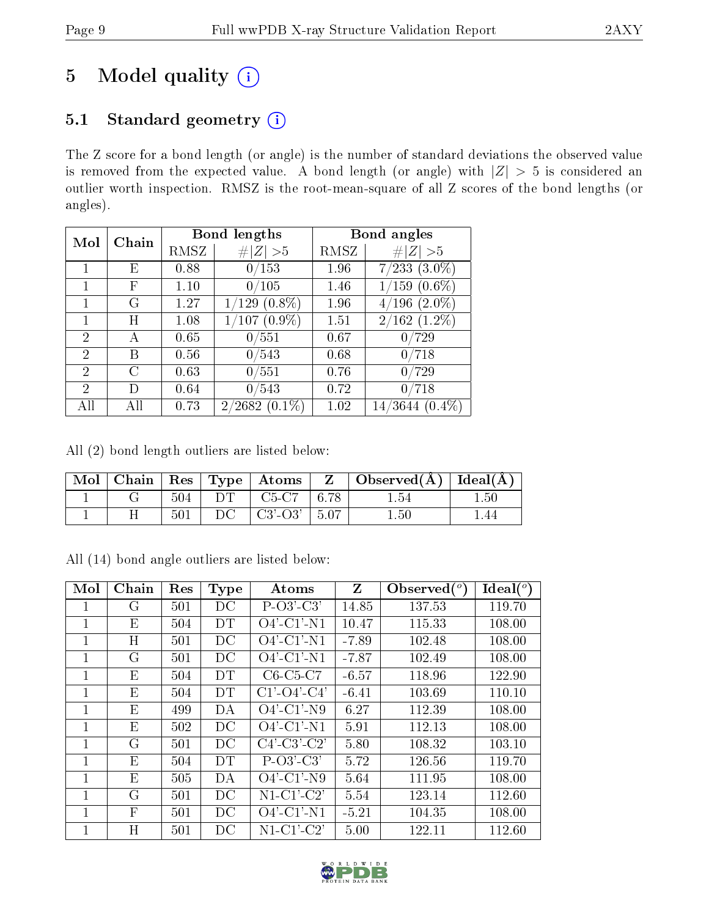# 5 Model quality

## 5.1 Standard geometry

The Z score for a bond length (or angle) is the number of standard deviations the observed value is removed from the expected value. A bond length (or angle) with $|Z| > 5$ is considered an outlier worth inspection. RMSZ is the root-mean-square of all Z scores of the bond lengths (or angles).

| Mol | Chain | Bond lengths | | Bond angles | |
|---|---|---|---|---|---|
| | | RMSZ | $\#\|Z\| > 5$ | RMSZ | $\#\|Z\| > 5$ |
| 1 | E | 0.88 | 0/153 | 1.96 | 7/233 (3.0%) |
| 1 | F | 1.10 | 0/105 | 1.46 | 1/159 (0.6%) |
| 1 | G | 1.27 | 1/129 (0.8%) | 1.96 | 4/196 (2.0%) |
| 1 | H | 1.08 | 1/107 (0.9%) | 1.51 | 2/162 (1.2%) |
| 2 | A | 0.65 | 0/551 | 0.67 | 0/729 |
| 2 | B | 0.56 | 0/543 | 0.68 | 0/718 |
| 2 | C | 0.63 | 0/551 | 0.76 | 0/729 |
| 2 | D | 0.64 | 0/543 | 0.72 | 0/718 |
| All | All | 0.73 | 2/2682 (0.1%) | 1.02 | 14/3644 (0.4%) |

All (2) bond length outliers are listed below:

| Mol | Chain | Res | Type | Atoms | Z | Observed(Å) | Ideal(Å) |
|---|---|---|---|---|---|---|---|
| 1 | G | 504 | DT | C5-C7 | 6.78 | 1.54 | 1.50 |
| 1 | H | 501 | DC | C3'-O3' | 5.07 | 1.50 | 1.44 |

All (14) bond angle outliers are listed below:

| Mol | Chain | Res | Type | Atoms | Z | Observed(°) | Ideal(°) |
|---|---|---|---|---|---|---|---|
| 1 | G | 501 | DC | P-O3'-C3' | 14.85 | 137.53 | 119.70 |
| 1 | E | 504 | DT | O4'-C1'-N1 | 10.47 | 115.33 | 108.00 |
| 1 | H | 501 | DC | O4'-C1'-N1 | -7.89 | 102.48 | 108.00 |
| 1 | G | 501 | DC | O4'-C1'-N1 | -7.87 | 102.49 | 108.00 |
| 1 | E | 504 | DT | C6-C5-C7 | -6.57 | 118.96 | 122.90 |
| 1 | E | 504 | DT | C1'-O4'-C4' | -6.41 | 103.69 | 110.10 |
| 1 | E | 499 | DA | O4'-C1'-N9 | 6.27 | 112.39 | 108.00 |
| 1 | E | 502 | DC | O4'-C1'-N1 | 5.91 | 112.13 | 108.00 |
| 1 | G | 501 | DC | C4'-C3'-C2' | 5.80 | 108.32 | 103.10 |
| 1 | E | 504 | DT | P-O3'-C3' | 5.72 | 126.56 | 119.70 |
| 1 | E | 505 | DA | O4'-C1'-N9 | 5.64 | 111.95 | 108.00 |
| 1 | G | 501 | DC | N1-C1'-C2' | 5.54 | 123.14 | 112.60 |
| 1 | F | 501 | DC | O4'-C1'-N1 | -5.21 | 104.35 | 108.00 |
| 1 | H | 501 | DC | N1-C1'-C2' | 5.00 | 122.11 | 112.60 |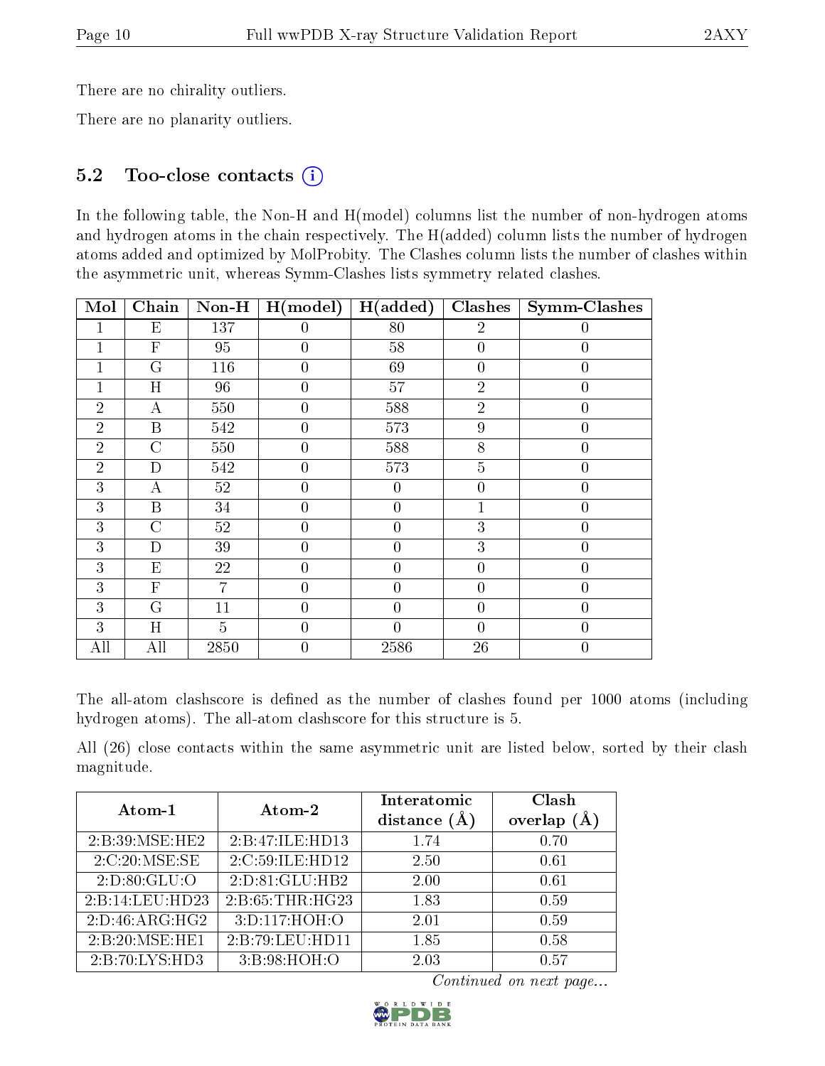There are no chirality outliers.

There are no planarity outliers.

### 5.2 Too-close contacts (i)

In the following table, the Non-H and H(model) columns list the number of non-hydrogen atoms and hydrogen atoms in the chain respectively. The H(added) column lists the number of hydrogen atoms added and optimized by MolProbity. The Clashes column lists the number of clashes within the asymmetric unit, whereas Symm-Clashes lists symmetry related clashes.

| Mol | Chain | Non-H | H(model) | H(added) | Clashes | Symm-Clashes |
|---|---|---|---|---|---|---|
| 1 | E | 137 | 0 | 80 | 2 | 0 |
| 1 | F | 95 | 0 | 58 | 0 | 0 |
| 1 | G | 116 | 0 | 69 | 0 | 0 |
| 1 | H | 96 | 0 | 57 | 2 | 0 |
| 2 | A | 550 | 0 | 588 | 2 | 0 |
| 2 | B | 542 | 0 | 573 | 9 | 0 |
| 2 | C | 550 | 0 | 588 | 8 | 0 |
| 2 | D | 542 | 0 | 573 | 5 | 0 |
| 3 | A | 52 | 0 | 0 | 0 | 0 |
| 3 | B | 34 | 0 | 0 | 1 | 0 |
| 3 | C | 52 | 0 | 0 | 3 | 0 |
| 3 | D | 39 | 0 | 0 | 3 | 0 |
| 3 | E | 22 | 0 | 0 | 0 | 0 |
| 3 | F | 7 | 0 | 0 | 0 | 0 |
| 3 | G | 11 | 0 | 0 | 0 | 0 |
| 3 | H | 5 | 0 | 0 | 0 | 0 |
| All | All | 2850 | 0 | 2586 | 26 | 0 |

The all-atom clashscore is defined as the number of clashes found per 1000 atoms (including hydrogen atoms). The all-atom clashscore for this structure is 5.

All (26) close contacts within the same asymmetric unit are listed below, sorted by their clash magnitude.

| Atom-1 | Atom-2 | Interatomic distance (Å) | Clash overlap (Å) |
|---|---|---|---|
| 2:B:39:MSE:HE2 | 2:B:47:ILE:HD13 | 1.74 | 0.70 |
| 2:C:20:MSE:SE | 2:C:59:ILE:HD12 | 2.50 | 0.61 |
| 2:D:80:GLU:O | 2:D:81:GLU:HB2 | 2.00 | 0.61 |
| 2:B:14:LEU:HD23 | 2:B:65:THR:HG23 | 1.83 | 0.59 |
| 2:D:46:ARG:HG2 | 3:D:117:HOH:O | 2.01 | 0.59 |
| 2:B:20:MSE:HE1 | 2:B:79:LEU:HD11 | 1.85 | 0.58 |
| 2:B:70:LYS:HD3 | 3:B:98:HOH:O | 2.03 | 0.57 |

*Continued on next page...*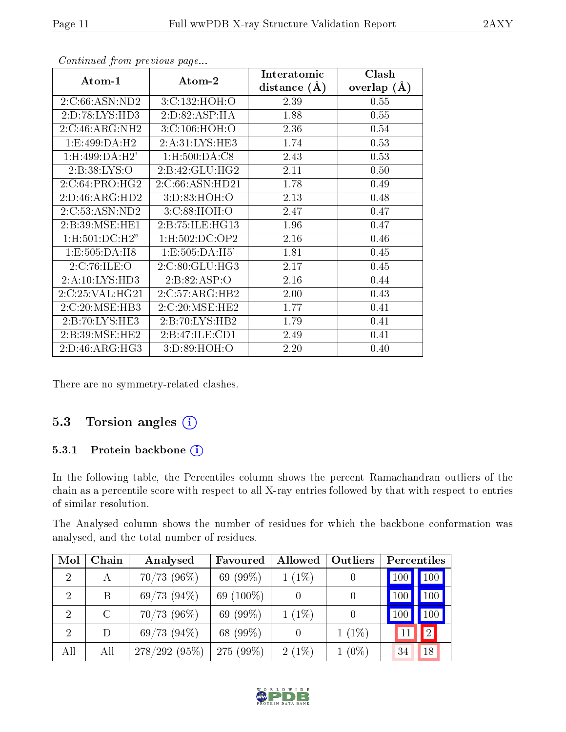*Continued from previous page...*

| Atom-1 | Atom-2 | Interatomic distance (Å) | Clash overlap (Å) |
|---|---|---|---|
| 2:C:66:ASN:ND2 | 3:C:132:HOH:O | 2.39 | 0.55 |
| 2:D:78:LYS:HD3 | 2:D:82:ASP:HA | 1.88 | 0.55 |
| 2:C:46:ARG:NH2 | 3:C:106:HOH:O | 2.36 | 0.54 |
| 1:E:499:DA:H2 | 2:A:31:LYS:HE3 | 1.74 | 0.53 |
| 1:H:499:DA:H2' | 1:H:500:DA:C8 | 2.43 | 0.53 |
| 2:B:38:LYS:O | 2:B:42:GLU:HG2 | 2.11 | 0.50 |
| 2:C:64:PRO:HG2 | 2:C:66:ASN:HD21 | 1.78 | 0.49 |
| 2:D:46:ARG:HD2 | 3:D:83:HOH:O | 2.13 | 0.48 |
| 2:C:53:ASN:ND2 | 3:C:88:HOH:O | 2.47 | 0.47 |
| 2:B:39:MSE:HE1 | 2:B:75:ILE:HG13 | 1.96 | 0.47 |
| 1:H:501:DC:H2" | 1:H:502:DC:OP2 | 2.16 | 0.46 |
| 1:E:505:DA:H8 | 1:E:505:DA:H5' | 1.81 | 0.45 |
| 2:C:76:ILE:O | 2:C:80:GLU:HG3 | 2.17 | 0.45 |
| 2:A:10:LYS:HD3 | 2:B:82:ASP:O | 2.16 | 0.44 |
| 2:C:25:VAL:HG21 | 2:C:57:ARG:HB2 | 2.00 | 0.43 |
| 2:C:20:MSE:HB3 | 2:C:20:MSE:HE2 | 1.77 | 0.41 |
| 2:B:70:LYS:HE3 | 2:B:70:LYS:HB2 | 1.79 | 0.41 |
| 2:B:39:MSE:HE2 | 2:B:47:ILE:CD1 | 2.49 | 0.41 |
| 2:D:46:ARG:HG3 | 3:D:89:HOH:O | 2.20 | 0.40 |

There are no symmetry-related clashes.

## 5.3 Torsion angles

### 5.3.1 Protein backbone

In the following table, the Percentiles column shows the percent Ramachandran outliers of the chain as a percentile score with respect to all X-ray entries followed by that with respect to entries of similar resolution.

The Analysed column shows the number of residues for which the backbone conformation was analysed, and the total number of residues.

| Mol | Chain | Analysed | Favoured | Allowed | Outliers | Percentiles | |
|---|---|---|---|---|---|---|---|
| 2 | A | 70/73 (96%) | 69 (99%) | 1 (1%) | 0 | 100 | 100 |
| 2 | B | 69/73 (94%) | 69 (100%) | 0 | 0 | 100 | 100 |
| 2 | C | 70/73 (96%) | 69 (99%) | 1 (1%) | 0 | 100 | 100 |
| 2 | D | 69/73 (94%) | 68 (99%) | 0 | 1 (1%) | 11 | 2 |
| All | All | 278/292 (95%) | 275 (99%) | 2 (1%) | 1 (0%) | 34 | 18 |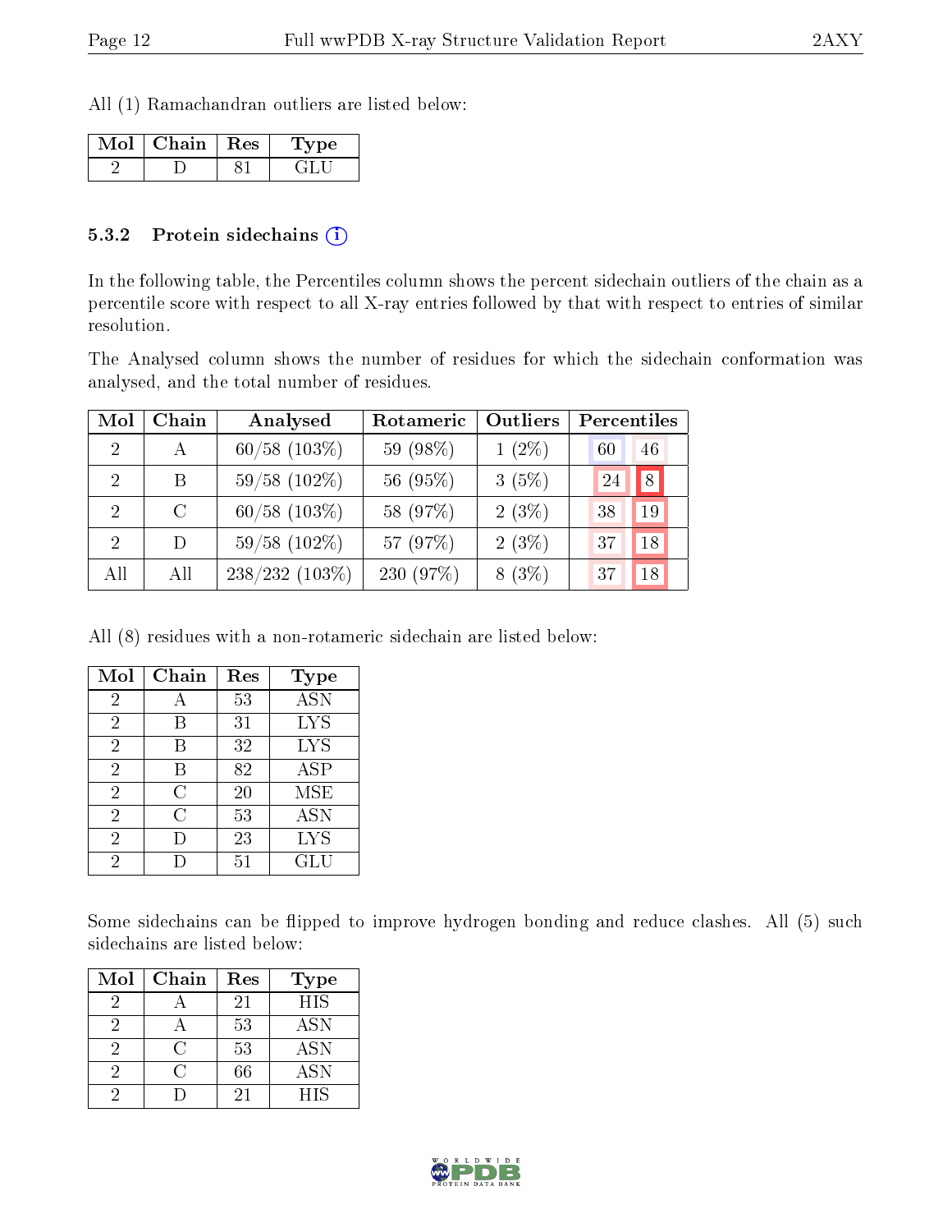All (1) Ramachandran outliers are listed below:

| Mol | Chain | Res | Type |
|---|---|---|---|
| 2 | D | 81 | GLU |

### 5.3.2 Protein sidechains

In the following table, the Percentiles column shows the percent sidechain outliers of the chain as a percentile score with respect to all X-ray entries followed by that with respect to entries of similar resolution.

The Analysed column shows the number of residues for which the sidechain conformation was analysed, and the total number of residues.

| Mol | Chain | Analysed | Rotameric | Outliers | Percentiles | |
|---|---|---|---|---|---|---|
| 2 | A | 60/58 (103%) | 59 (98%) | 1 (2%) | 60 | 46 |
| 2 | B | 59/58 (102%) | 56 (95%) | 3 (5%) | 24 | 8 |
| 2 | C | 60/58 (103%) | 58 (97%) | 2 (3%) | 38 | 19 |
| 2 | D | 59/58 (102%) | 57 (97%) | 2 (3%) | 37 | 18 |
| All | All | 238/232 (103%) | 230 (97%) | 8 (3%) | 37 | 18 |

All (8) residues with a non-rotameric sidechain are listed below:

| Mol | Chain | Res | Type |
|---|---|---|---|
| 2 | A | 53 | ASN |
| 2 | B | 31 | LYS |
| 2 | B | 32 | LYS |
| 2 | B | 82 | ASP |
| 2 | C | 20 | MSE |
| 2 | C | 53 | ASN |
| 2 | D | 23 | LYS |
| 2 | D | 51 | GLU |

Some sidechains can be flipped to improve hydrogen bonding and reduce clashes. All (5) such sidechains are listed below:

| Mol | Chain | Res | Type |
|---|---|---|---|
| 2 | A | 21 | HIS |
| 2 | A | 53 | ASN |
| 2 | C | 53 | ASN |
| 2 | C | 66 | ASN |
| 2 | D | 21 | HIS |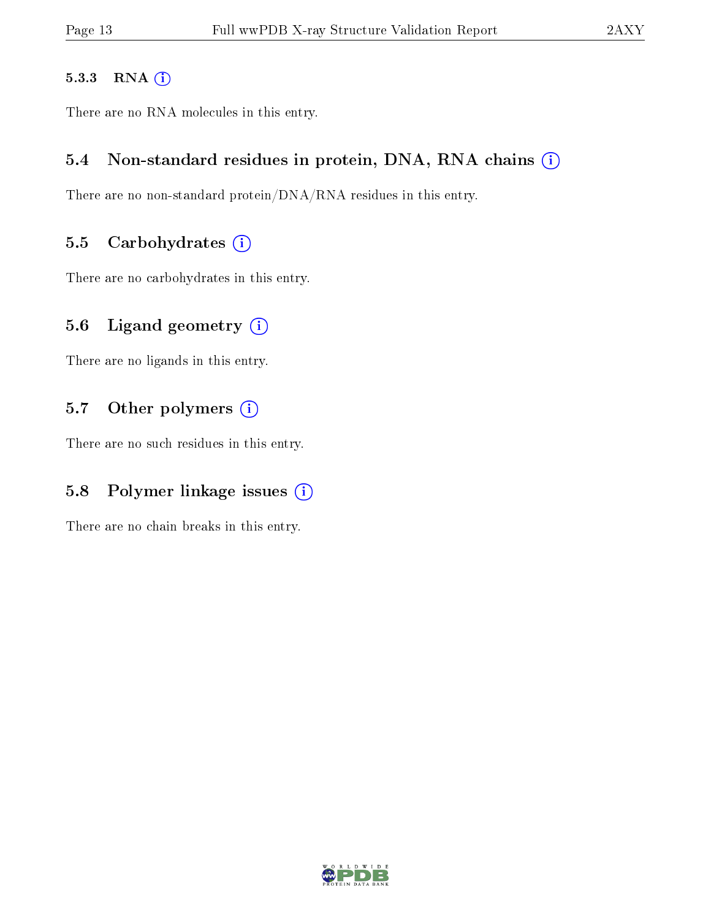#### 5.3.3 RNA

There are no RNA molecules in this entry.

### 5.4 Non-standard residues in protein, DNA, RNA chains

There are no non-standard protein/DNA/RNA residues in this entry.

### 5.5 Carbohydrates

There are no carbohydrates in this entry.

### 5.6 Ligand geometry

There are no ligands in this entry.

### 5.7 Other polymers

There are no such residues in this entry.

### 5.8 Polymer linkage issues

There are no chain breaks in this entry.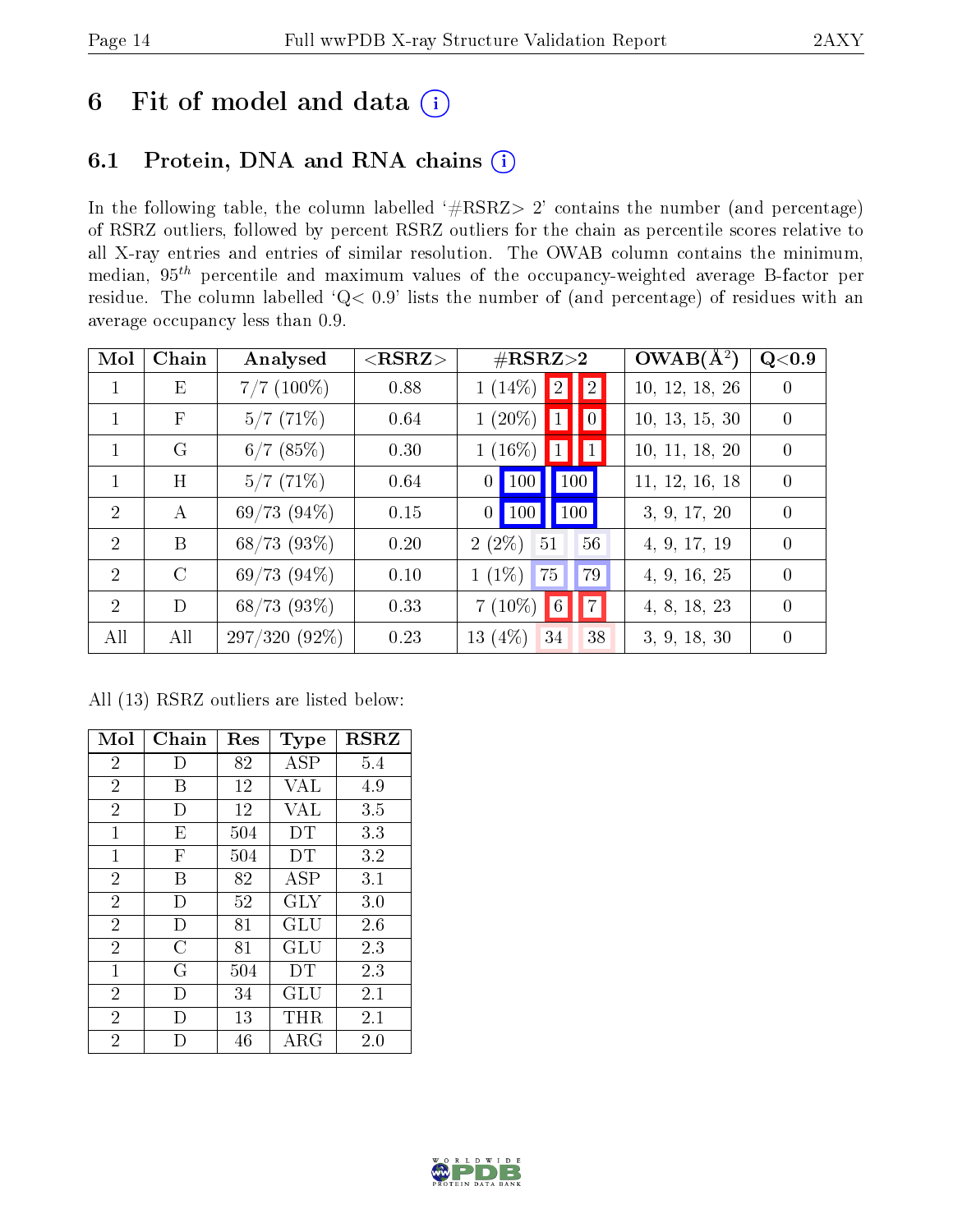# 6 Fit of model and data

## 6.1 Protein, DNA and RNA chains

In the following table, the column labelled '#RSRZ> 2' contains the number (and percentage) of RSRZ outliers, followed by percent RSRZ outliers for the chain as percentile scores relative to all X-ray entries and entries of similar resolution. The OWAB column contains the minimum, median, $95^{th}$ percentile and maximum values of the occupancy-weighted average B-factor per residue. The column labelled 'Q< 0.9' lists the number of (and percentage) of residues with an average occupancy less than 0.9.

| Mol | Chain | Analysed | <RSRZ> | #RSRZ>2 | | | OWAB(Å$^2$) | Q<0.9 |
|---|---|---|---|---|---|---|---|---|
| 1 | E | 7/7 (100%) | 0.88 | 1 (14%) | 2 | 2 | 10, 12, 18, 26 | 0 |
| 1 | F | 5/7 (71%) | 0.64 | 1 (20%) | 1 | 0 | 10, 13, 15, 30 | 0 |
| 1 | G | 6/7 (85%) | 0.30 | 1 (16%) | 1 | 1 | 10, 11, 18, 20 | 0 |
| 1 | H | 5/7 (71%) | 0.64 | 0 | 100 | 100 | 11, 12, 16, 18 | 0 |
| 2 | A | 69/73 (94%) | 0.15 | 0 | 100 | 100 | 3, 9, 17, 20 | 0 |
| 2 | B | 68/73 (93%) | 0.20 | 2 (2%) | 51 | 56 | 4, 9, 17, 19 | 0 |
| 2 | C | 69/73 (94%) | 0.10 | 1 (1%) | 75 | 79 | 4, 9, 16, 25 | 0 |
| 2 | D | 68/73 (93%) | 0.33 | 7 (10%) | 6 | 7 | 4, 8, 18, 23 | 0 |
| All | All | 297/320 (92%) | 0.23 | 13 (4%) | 34 | 38 | 3, 9, 18, 30 | 0 |

All (13) RSRZ outliers are listed below:

| Mol | Chain | Res | Type | RSRZ |
|---|---|---|---|---|
| 2 | D | 82 | ASP | 5.4 |
| 2 | B | 12 | VAL | 4.9 |
| 2 | D | 12 | VAL | 3.5 |
| 1 | E | 504 | DT | 3.3 |
| 1 | F | 504 | DT | 3.2 |
| 2 | B | 82 | ASP | 3.1 |
| 2 | D | 52 | GLY | 3.0 |
| 2 | D | 81 | GLU | 2.6 |
| 2 | C | 81 | GLU | 2.3 |
| 1 | G | 504 | DT | 2.3 |
| 2 | D | 34 | GLU | 2.1 |
| 2 | D | 13 | THR | 2.1 |
| 2 | D | 46 | ARG | 2.0 |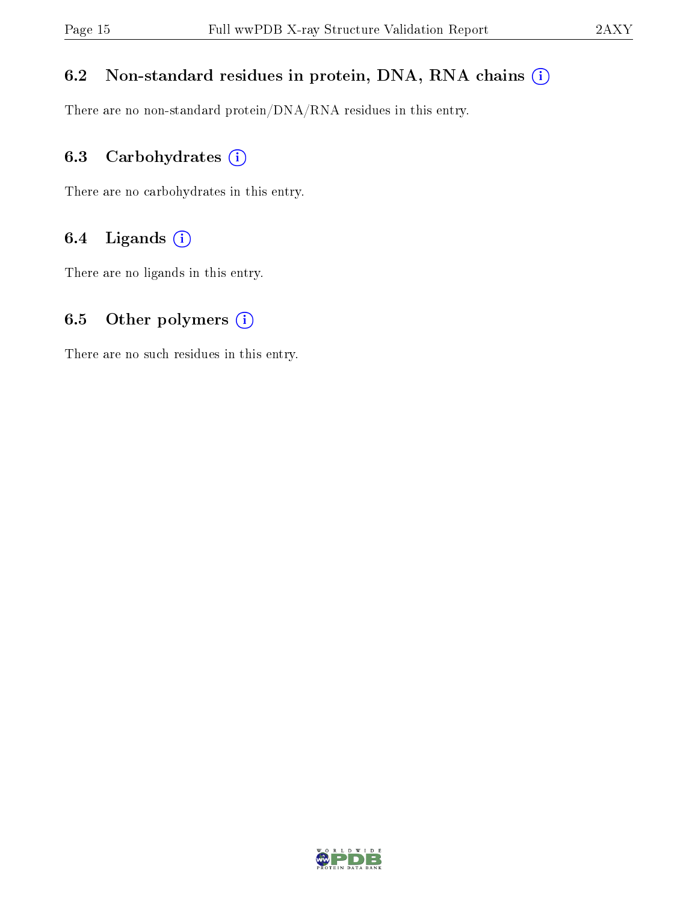### 6.2 Non-standard residues in protein, DNA, RNA chains

There are no non-standard protein/DNA/RNA residues in this entry.

### 6.3 Carbohydrates

There are no carbohydrates in this entry.

### 6.4 Ligands

There are no ligands in this entry.

### 6.5 Other polymers

There are no such residues in this entry.